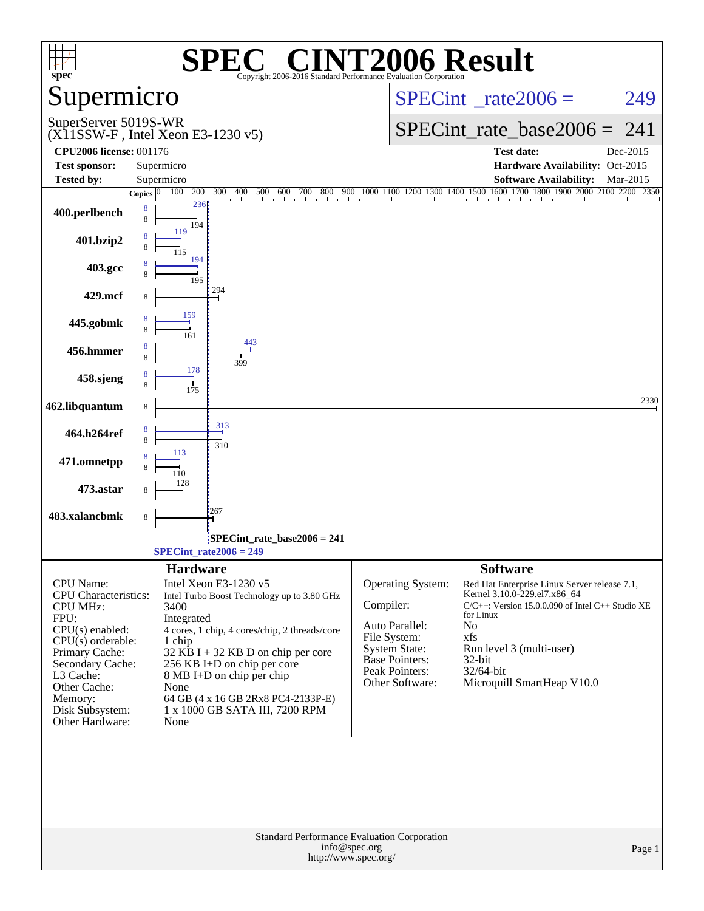# SPEC® CINT2006 Result

Copyright 2006-2016 Standard Performance Evaluation Corporation

## Supermicro

SuperServer 5019S-WR
(X11SSW-F , Intel Xeon E3-1230 v5)

SPECint_rate2006 = 249

SPECint_rate_base2006 = 241

| | | | |
|---|---|---|---|
| **CPU2006 license:** 001176 | | **Test date:** | Dec-2015 |
| **Test sponsor:** | Supermicro | **Hardware Availability:** | Oct-2015 |
| **Tested by:** | Supermicro | **Software Availability:** | Mar-2015 |

| Benchmark | Copies (peak) | Peak | Copies (base) | Base |
|---|---|---|---|---|
| 400.perlbench | 8 | 236 | 8 | 194 |
| 401.bzip2 | 8 | 119 | 8 | 115 |
| 403.gcc | 8 | 194 | 8 | 195 |
| 429.mcf | | | 8 | 294 |
| 445.gobmk | 8 | 159 | 8 | 161 |
| 456.hmmer | 8 | 443 | 8 | 399 |
| 458.sjeng | 8 | 178 | 8 | 175 |
| 462.libquantum | | | 8 | 2330 |
| 464.h264ref | 8 | 313 | 8 | 310 |
| 471.omnetpp | 8 | 113 | 8 | 110 |
| 473.astar | | | 8 | 128 |
| 483.xalancbmk | | | 8 | 267 |

SPECint_rate_base2006 = 241

SPECint_rate2006 = 249

### Hardware

| | |
|---|---|
| CPU Name: | Intel Xeon E3-1230 v5 |
| CPU Characteristics: | Intel Turbo Boost Technology up to 3.80 GHz |
| CPU MHz: | 3400 |
| FPU: | Integrated |
| CPU(s) enabled: | 4 cores, 1 chip, 4 cores/chip, 2 threads/core |
| CPU(s) orderable: | 1 chip |
| Primary Cache: | 32 KB I + 32 KB D on chip per core |
| Secondary Cache: | 256 KB I+D on chip per core |
| L3 Cache: | 8 MB I+D on chip per chip |
| Other Cache: | None |
| Memory: | 64 GB (4 x 16 GB 2Rx8 PC4-2133P-E) |
| Disk Subsystem: | 1 x 1000 GB SATA III, 7200 RPM |
| Other Hardware: | None |

### Software

| | |
|---|---|
| Operating System: | Red Hat Enterprise Linux Server release 7.1, Kernel 3.10.0-229.el7.x86_64 |
| Compiler: | C/C++: Version 15.0.0.090 of Intel C++ Studio XE for Linux |
| Auto Parallel: | No |
| File System: | xfs |
| System State: | Run level 3 (multi-user) |
| Base Pointers: | 32-bit |
| Peak Pointers: | 32/64-bit |
| Other Software: | Microquill SmartHeap V10.0 |

Standard Performance Evaluation Corporation
info@spec.org
http://www.spec.org/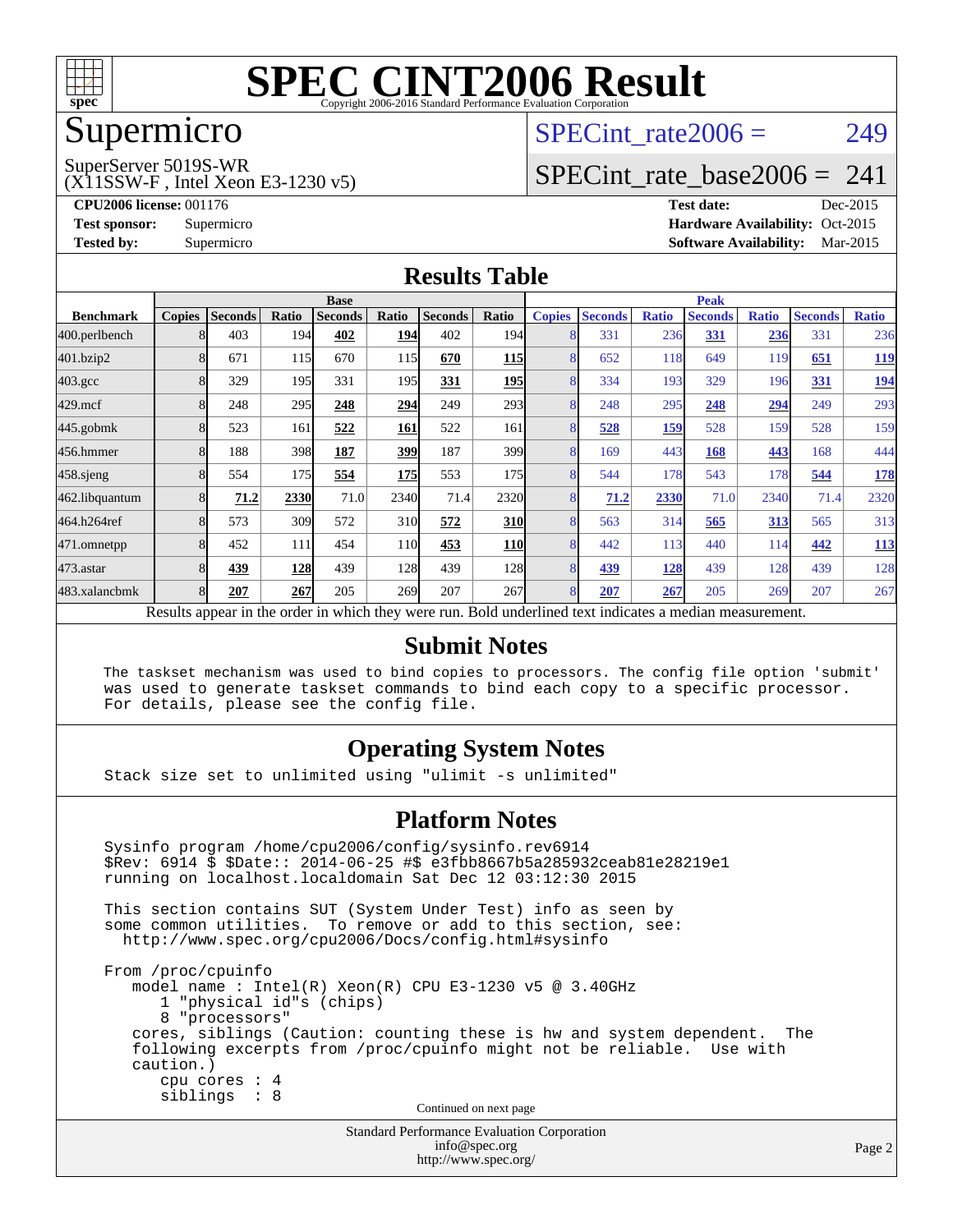# SPEC CINT2006 Result

Copyright 2006-2016 Standard Performance Evaluation Corporation

## Supermicro

SuperServer 5019S-WR
(X11SSW-F , Intel Xeon E3-1230 v5)

SPECint_rate2006 = 249

SPECint_rate_base2006 = 241

**CPU2006 license:** 001176
**Test sponsor:** Supermicro
**Tested by:** Supermicro

**Test date:** Dec-2015
**Hardware Availability:** Oct-2015
**Software Availability:** Mar-2015

## Results Table

| | Base | | | | | | | Peak | | | | | | |
|---|---|---|---|---|---|---|---|---|---|---|---|---|---|---|
| **Benchmark** | **Copies** | **Seconds** | **Ratio** | **Seconds** | **Ratio** | **Seconds** | **Ratio** | **Copies** | **Seconds** | **Ratio** | **Seconds** | **Ratio** | **Seconds** | **Ratio** |
| 400.perlbench | 8 | 403 | 194 | **402** | **194** | 402 | 194 | 8 | 331 | 236 | **331** | **236** | 331 | 236 |
| 401.bzip2 | 8 | 671 | 115 | 670 | 115 | **670** | **115** | 8 | 652 | 118 | 649 | 119 | **651** | **119** |
| 403.gcc | 8 | 329 | 195 | 331 | 195 | **331** | **195** | 8 | 334 | 193 | 329 | 196 | **331** | **194** |
| 429.mcf | 8 | 248 | 295 | **248** | **294** | 249 | 293 | 8 | 248 | 295 | **248** | **294** | 249 | 293 |
| 445.gobmk | 8 | 523 | 161 | **522** | **161** | 522 | 161 | 8 | **528** | **159** | 528 | 159 | 528 | 159 |
| 456.hmmer | 8 | 188 | 398 | **187** | **399** | 187 | 399 | 8 | 169 | 443 | **168** | **443** | 168 | 444 |
| 458.sjeng | 8 | 554 | 175 | **554** | **175** | 553 | 175 | 8 | 544 | 178 | 543 | 178 | **544** | **178** |
| 462.libquantum | 8 | **71.2** | **2330** | 71.0 | 2340 | 71.4 | 2320 | 8 | **71.2** | **2330** | 71.0 | 2340 | 71.4 | 2320 |
| 464.h264ref | 8 | 573 | 309 | 572 | 310 | **572** | **310** | 8 | 563 | 314 | **565** | **313** | 565 | 313 |
| 471.omnetpp | 8 | 452 | 111 | 454 | 110 | **453** | **110** | 8 | 442 | 113 | 440 | 114 | **442** | **113** |
| 473.astar | 8 | **439** | **128** | 439 | 128 | 439 | 128 | 8 | **439** | **128** | 439 | 128 | 439 | 128 |
| 483.xalancbmk | 8 | **207** | **267** | 205 | 269 | 207 | 267 | 8 | **207** | **267** | 205 | 269 | 207 | 267 |

Results appear in the order in which they were run. Bold underlined text indicates a median measurement.

## Submit Notes

```
The taskset mechanism was used to bind copies to processors. The config file option 'submit'
was used to generate taskset commands to bind each copy to a specific processor.
For details, please see the config file.
```

## Operating System Notes

```
Stack size set to unlimited using "ulimit -s unlimited"
```

## Platform Notes

```
Sysinfo program /home/cpu2006/config/sysinfo.rev6914
$Rev: 6914 $ $Date:: 2014-06-25 #$ e3fbb8667b5a285932ceab81e28219e1
running on localhost.localdomain Sat Dec 12 03:12:30 2015

This section contains SUT (System Under Test) info as seen by
some common utilities.  To remove or add to this section, see:
  http://www.spec.org/cpu2006/Docs/config.html#sysinfo

From /proc/cpuinfo
   model name : Intel(R) Xeon(R) CPU E3-1230 v5 @ 3.40GHz
      1 "physical id"s (chips)
      8 "processors"
   cores, siblings (Caution: counting these is hw and system dependent.  The
   following excerpts from /proc/cpuinfo might not be reliable.  Use with
   caution.)
      cpu cores : 4
      siblings  : 8
```

Continued on next page

Standard Performance Evaluation Corporation
info@spec.org
http://www.spec.org/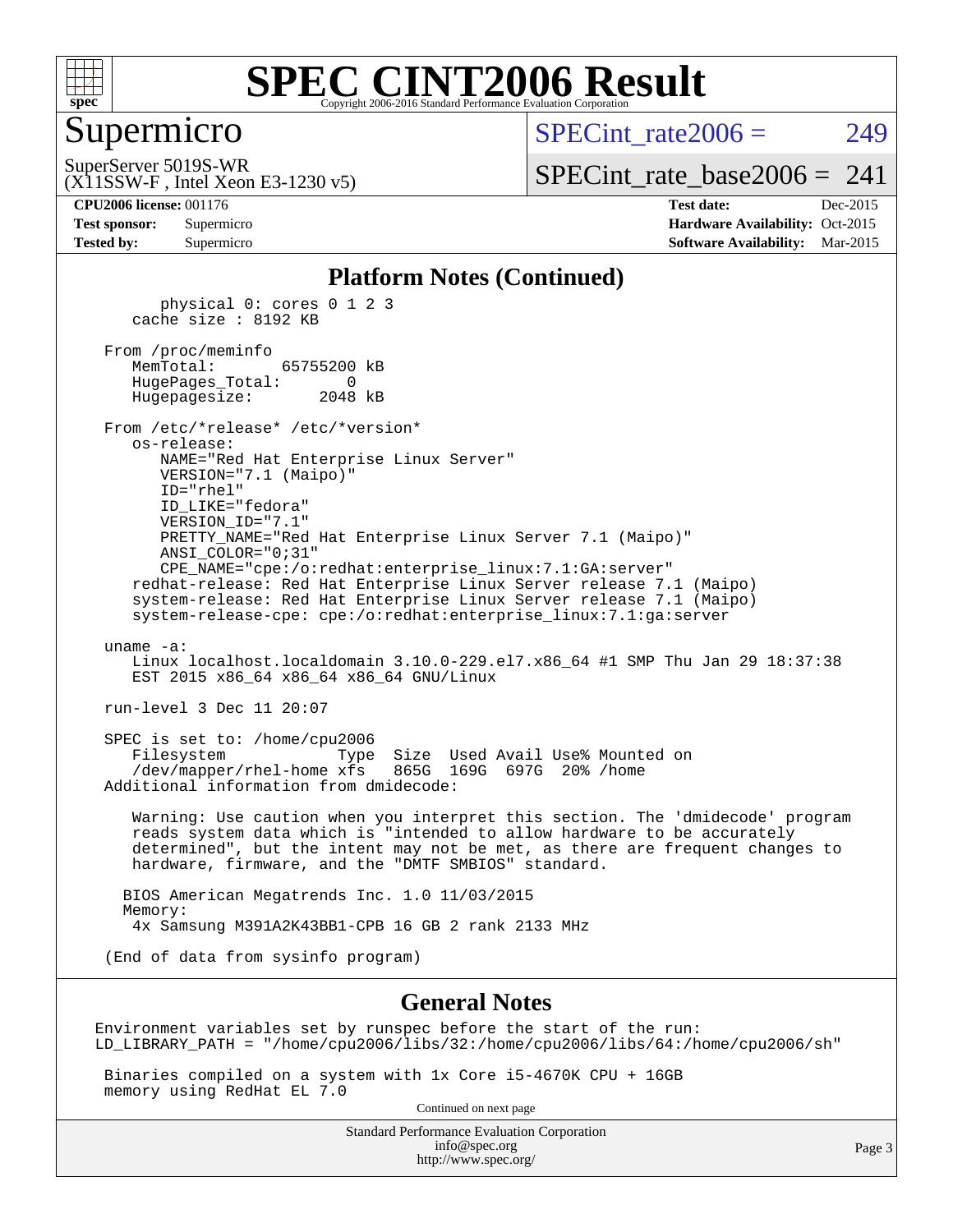# SPEC CINT2006 Result

## Supermicro

SuperServer 5019S-WR
(X11SSW-F , Intel Xeon E3-1230 v5)

SPECint_rate2006 = 249

SPECint_rate_base2006 = 241

**CPU2006 license:** 001176
**Test sponsor:** Supermicro
**Tested by:** Supermicro

**Test date:** Dec-2015
**Hardware Availability:** Oct-2015
**Software Availability:** Mar-2015

### Platform Notes (Continued)

```
        physical 0: cores 0 1 2 3
     cache size : 8192 KB

   From /proc/meminfo
      MemTotal:       65755200 kB
      HugePages_Total:       0
      Hugepagesize:       2048 kB

   From /etc/*release* /etc/*version*
      os-release:
         NAME="Red Hat Enterprise Linux Server"
         VERSION="7.1 (Maipo)"
         ID="rhel"
         ID_LIKE="fedora"
         VERSION_ID="7.1"
         PRETTY_NAME="Red Hat Enterprise Linux Server 7.1 (Maipo)"
         ANSI_COLOR="0;31"
         CPE_NAME="cpe:/o:redhat:enterprise_linux:7.1:GA:server"
      redhat-release: Red Hat Enterprise Linux Server release 7.1 (Maipo)
      system-release: Red Hat Enterprise Linux Server release 7.1 (Maipo)
      system-release-cpe: cpe:/o:redhat:enterprise_linux:7.1:ga:server

   uname -a:
      Linux localhost.localdomain 3.10.0-229.el7.x86_64 #1 SMP Thu Jan 29 18:37:38
      EST 2015 x86_64 x86_64 x86_64 GNU/Linux

   run-level 3 Dec 11 20:07

   SPEC is set to: /home/cpu2006
      Filesystem            Type  Size  Used Avail Use% Mounted on
      /dev/mapper/rhel-home xfs   865G  169G  697G  20% /home
   Additional information from dmidecode:

      Warning: Use caution when you interpret this section. The 'dmidecode' program
      reads system data which is "intended to allow hardware to be accurately
      determined", but the intent may not be met, as there are frequent changes to
      hardware, firmware, and the "DMTF SMBIOS" standard.

     BIOS American Megatrends Inc. 1.0 11/03/2015
     Memory:
      4x Samsung M391A2K43BB1-CPB 16 GB 2 rank 2133 MHz

   (End of data from sysinfo program)
```

### General Notes

```
Environment variables set by runspec before the start of the run:
LD_LIBRARY_PATH = "/home/cpu2006/libs/32:/home/cpu2006/libs/64:/home/cpu2006/sh"

 Binaries compiled on a system with 1x Core i5-4670K CPU + 16GB
 memory using RedHat EL 7.0
```

Continued on next page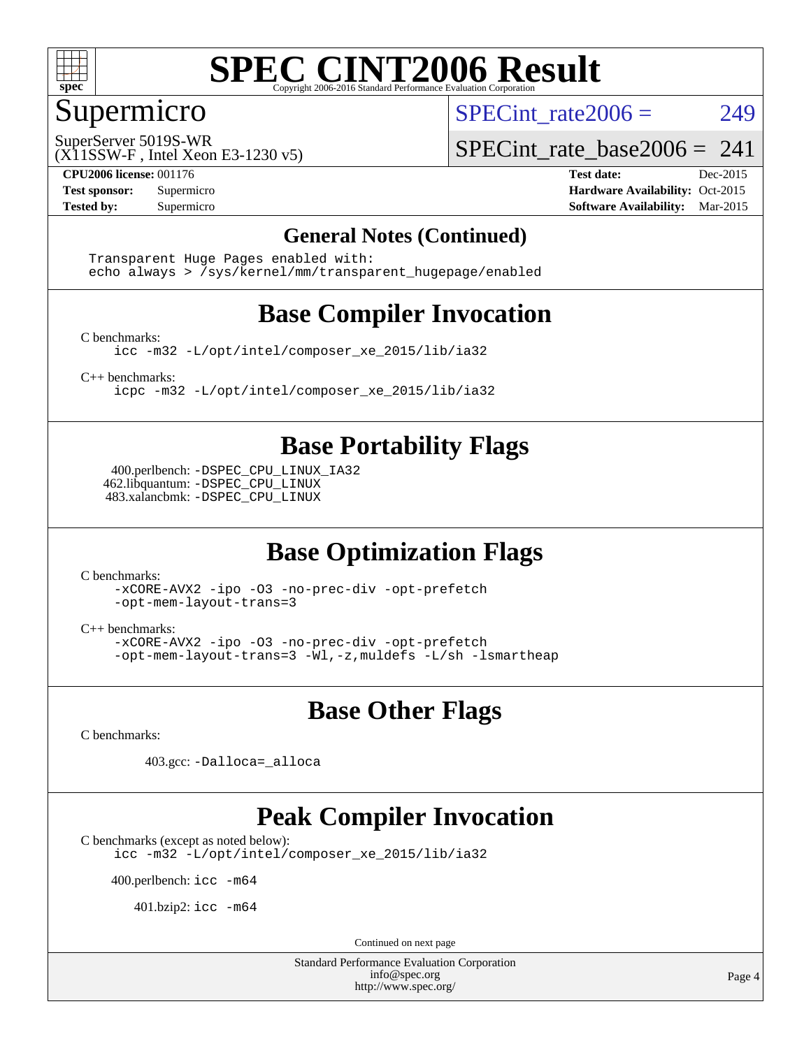# SPEC CINT2006 Result

Copyright 2006-2016 Standard Performance Evaluation Corporation

## Supermicro

SuperServer 5019S-WR
(X11SSW-F , Intel Xeon E3-1230 v5)

SPECint_rate2006 = 249

SPECint_rate_base2006 = 241

**CPU2006 license:** 001176
**Test sponsor:** Supermicro
**Tested by:** Supermicro

**Test date:** Dec-2015
**Hardware Availability:** Oct-2015
**Software Availability:** Mar-2015

### General Notes (Continued)

```
Transparent Huge Pages enabled with:
echo always > /sys/kernel/mm/transparent_hugepage/enabled
```

## Base Compiler Invocation

C benchmarks:
```
icc -m32 -L/opt/intel/composer_xe_2015/lib/ia32
```

C++ benchmarks:
```
icpc -m32 -L/opt/intel/composer_xe_2015/lib/ia32
```

## Base Portability Flags

400.perlbench: `-DSPEC_CPU_LINUX_IA32`
462.libquantum: `-DSPEC_CPU_LINUX`
483.xalancbmk: `-DSPEC_CPU_LINUX`

## Base Optimization Flags

C benchmarks:
```
-xCORE-AVX2 -ipo -O3 -no-prec-div -opt-prefetch
-opt-mem-layout-trans=3
```

C++ benchmarks:
```
-xCORE-AVX2 -ipo -O3 -no-prec-div -opt-prefetch
-opt-mem-layout-trans=3 -Wl,-z,muldefs -L/sh -lsmartheap
```

## Base Other Flags

C benchmarks:

403.gcc: `-Dalloca=_alloca`

## Peak Compiler Invocation

C benchmarks (except as noted below):
```
icc -m32 -L/opt/intel/composer_xe_2015/lib/ia32
```

400.perlbench: `icc -m64`

401.bzip2: `icc -m64`

Continued on next page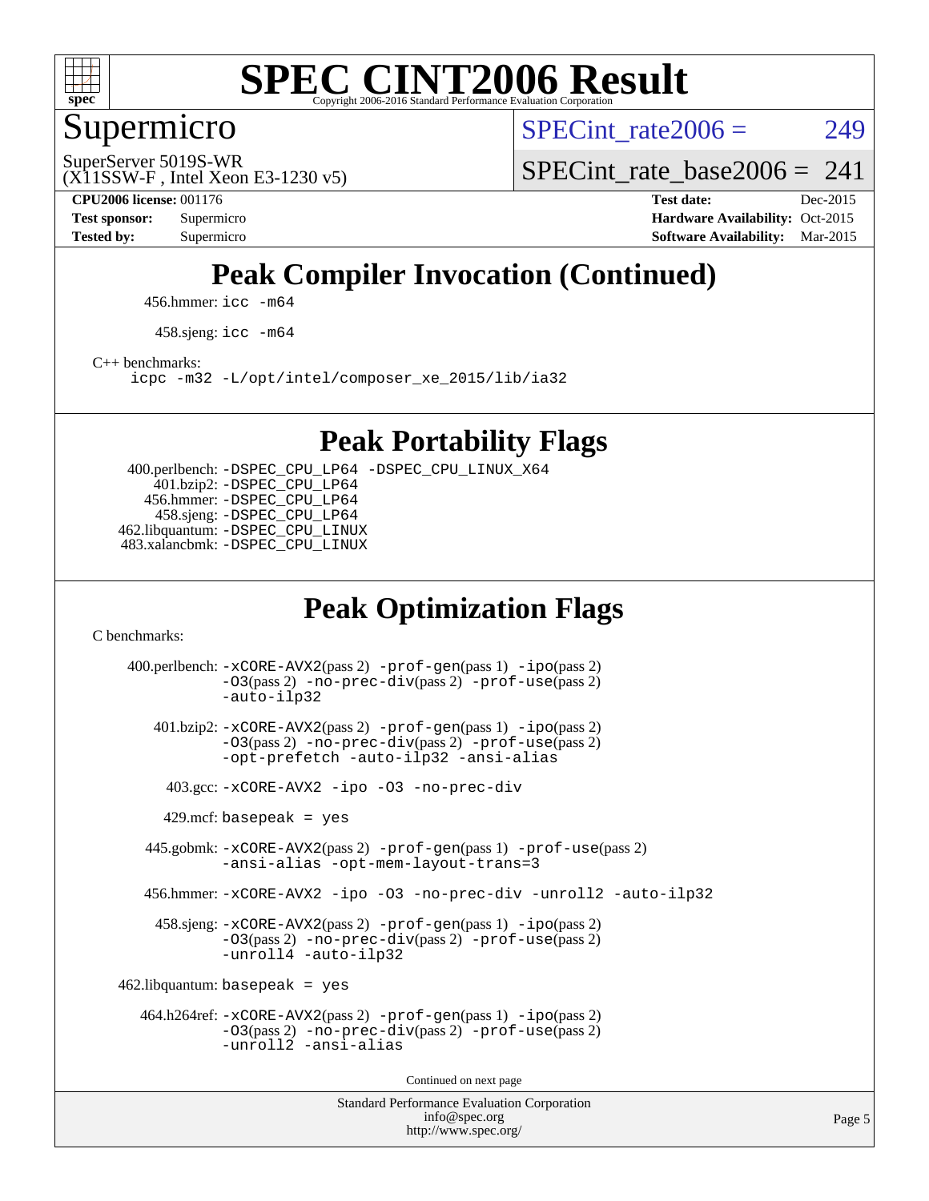# SPEC CINT2006 Result

Copyright 2006-2016 Standard Performance Evaluation Corporation

## Supermicro

SuperServer 5019S-WR
(X11SSW-F , Intel Xeon E3-1230 v5)

SPECint_rate2006 = 249

SPECint_rate_base2006 = 241

**CPU2006 license:** 001176
**Test sponsor:** Supermicro
**Tested by:** Supermicro

**Test date:** Dec-2015
**Hardware Availability:** Oct-2015
**Software Availability:** Mar-2015

## Peak Compiler Invocation (Continued)

456.hmmer: `icc -m64`

458.sjeng: `icc -m64`

C++ benchmarks:
`icpc -m32 -L/opt/intel/composer_xe_2015/lib/ia32`

## Peak Portability Flags

400.perlbench: `-DSPEC_CPU_LP64 -DSPEC_CPU_LINUX_X64`
401.bzip2: `-DSPEC_CPU_LP64`
456.hmmer: `-DSPEC_CPU_LP64`
458.sjeng: `-DSPEC_CPU_LP64`
462.libquantum: `-DSPEC_CPU_LINUX`
483.xalancbmk: `-DSPEC_CPU_LINUX`

## Peak Optimization Flags

C benchmarks:

400.perlbench: `-xCORE-AVX2`(pass 2) `-prof-gen`(pass 1) `-ipo`(pass 2) `-O3`(pass 2) `-no-prec-div`(pass 2) `-prof-use`(pass 2) `-auto-ilp32`

401.bzip2: `-xCORE-AVX2`(pass 2) `-prof-gen`(pass 1) `-ipo`(pass 2) `-O3`(pass 2) `-no-prec-div`(pass 2) `-prof-use`(pass 2) `-opt-prefetch -auto-ilp32 -ansi-alias`

403.gcc: `-xCORE-AVX2 -ipo -O3 -no-prec-div`

429.mcf: `basepeak = yes`

445.gobmk: `-xCORE-AVX2`(pass 2) `-prof-gen`(pass 1) `-prof-use`(pass 2) `-ansi-alias -opt-mem-layout-trans=3`

456.hmmer: `-xCORE-AVX2 -ipo -O3 -no-prec-div -unroll2 -auto-ilp32`

458.sjeng: `-xCORE-AVX2`(pass 2) `-prof-gen`(pass 1) `-ipo`(pass 2) `-O3`(pass 2) `-no-prec-div`(pass 2) `-prof-use`(pass 2) `-unroll4 -auto-ilp32`

462.libquantum: `basepeak = yes`

464.h264ref: `-xCORE-AVX2`(pass 2) `-prof-gen`(pass 1) `-ipo`(pass 2) `-O3`(pass 2) `-no-prec-div`(pass 2) `-prof-use`(pass 2) `-unroll2 -ansi-alias`

Continued on next page

Standard Performance Evaluation Corporation
info@spec.org
http://www.spec.org/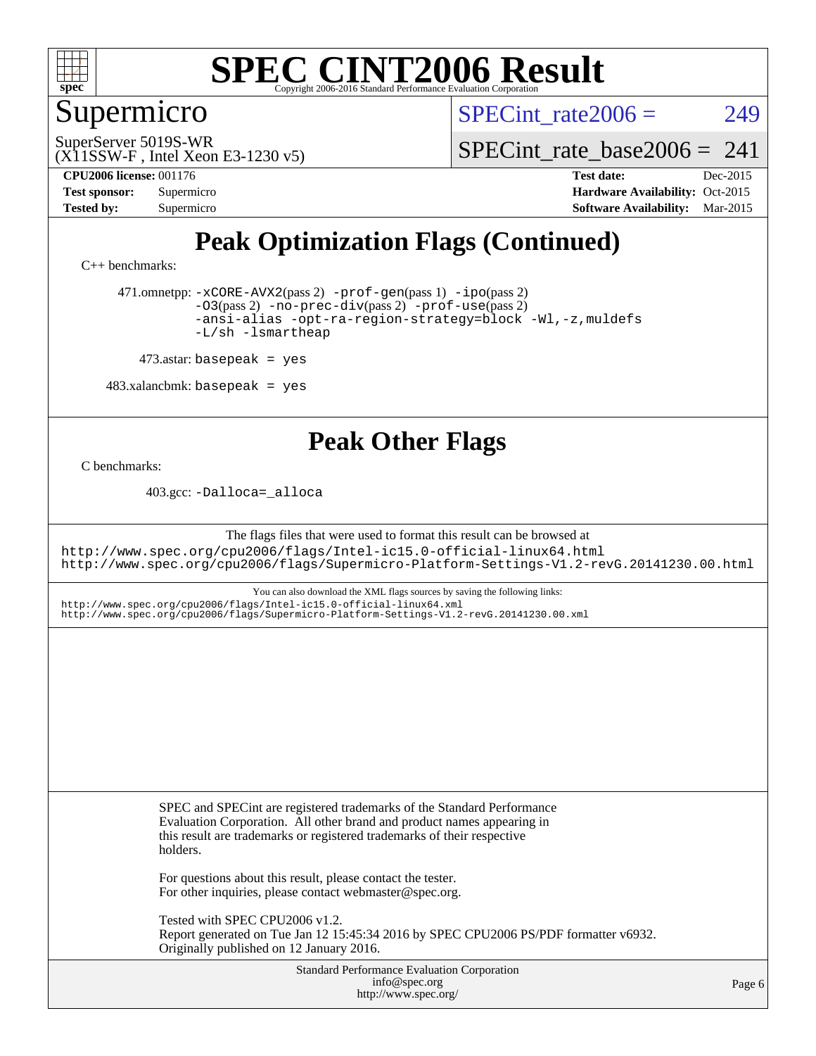# Peak Optimization Flags (Continued)

C++ benchmarks:

471.omnetpp: -xCORE-AVX2(pass 2) -prof-gen(pass 1) -ipo(pass 2) -O3(pass 2) -no-prec-div(pass 2) -prof-use(pass 2) -ansi-alias -opt-ra-region-strategy=block -Wl,-z,muldefs -L/sh -lsmartheap

473.astar: basepeak = yes

483.xalancbmk: basepeak = yes

# Peak Other Flags

C benchmarks:

403.gcc: -Dalloca=_alloca

The flags files that were used to format this result can be browsed at
http://www.spec.org/cpu2006/flags/Intel-ic15.0-official-linux64.html
http://www.spec.org/cpu2006/flags/Supermicro-Platform-Settings-V1.2-revG.20141230.00.html

You can also download the XML flags sources by saving the following links:
http://www.spec.org/cpu2006/flags/Intel-ic15.0-official-linux64.xml
http://www.spec.org/cpu2006/flags/Supermicro-Platform-Settings-V1.2-revG.20141230.00.xml

SPEC and SPECint are registered trademarks of the Standard Performance Evaluation Corporation. All other brand and product names appearing in this result are trademarks or registered trademarks of their respective holders.

For questions about this result, please contact the tester.
For other inquiries, please contact webmaster@spec.org.

Tested with SPEC CPU2006 v1.2.
Report generated on Tue Jan 12 15:45:34 2016 by SPEC CPU2006 PS/PDF formatter v6932.
Originally published on 12 January 2016.